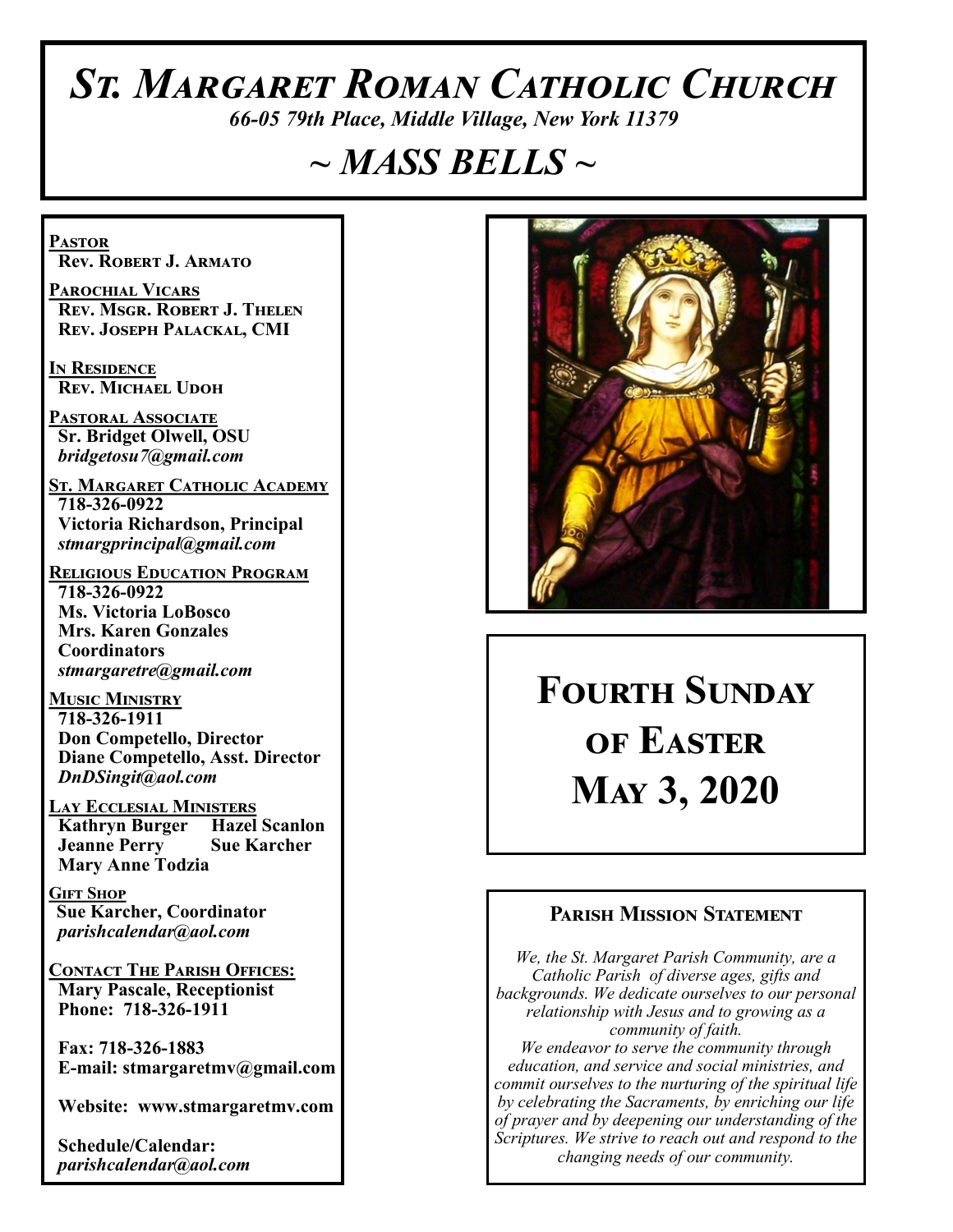# *St. Margaret Roman Catholic Church*

*66-05 79th Place, Middle Village, New York 11379*

## *~ MASS BELLS ~*

**Pastor**
**Rev. Robert J. Armato**

**Parochial Vicars**
**Rev. Msgr. Robert J. Thelen**
**Rev. Joseph Palackal, CMI**

**In Residence**
**Rev. Michael Udoh**

**Pastoral Associate**
**Sr. Bridget Olwell, OSU**
*bridgetosu7@gmail.com*

**St. Margaret Catholic Academy**
**718-326-0922**
**Victoria Richardson, Principal**
*stmargprincipal@gmail.com*

**Religious Education Program**
**718-326-0922**
**Ms. Victoria LoBosco**
**Mrs. Karen Gonzales**
**Coordinators**
*stmargaretre@gmail.com*

**Music Ministry**
**718-326-1911**
**Don Competello, Director**
**Diane Competello, Asst. Director**
*DnDSingit@aol.com*

**Lay Ecclesial Ministers**
**Kathryn Burger Hazel Scanlon**
**Jeanne Perry Sue Karcher**
**Mary Anne Todzia**

**Gift Shop**
**Sue Karcher, Coordinator**
*parishcalendar@aol.com*

**Contact The Parish Offices:**
**Mary Pascale, Receptionist**
**Phone: 718-326-1911**

**Fax: 718-326-1883**
**E-mail: stmargaretmv@gmail.com**

**Website: www.stmargaretmv.com**

**Schedule/Calendar:**
*parishcalendar@aol.com*

# Fourth Sunday of Easter May 3, 2020

### Parish Mission Statement

*We, the St. Margaret Parish Community, are a Catholic Parish of diverse ages, gifts and backgrounds. We dedicate ourselves to our personal relationship with Jesus and to growing as a community of faith.*
*We endeavor to serve the community through education, and service and social ministries, and commit ourselves to the nurturing of the spiritual life by celebrating the Sacraments, by enriching our life of prayer and by deepening our understanding of the Scriptures. We strive to reach out and respond to the changing needs of our community.*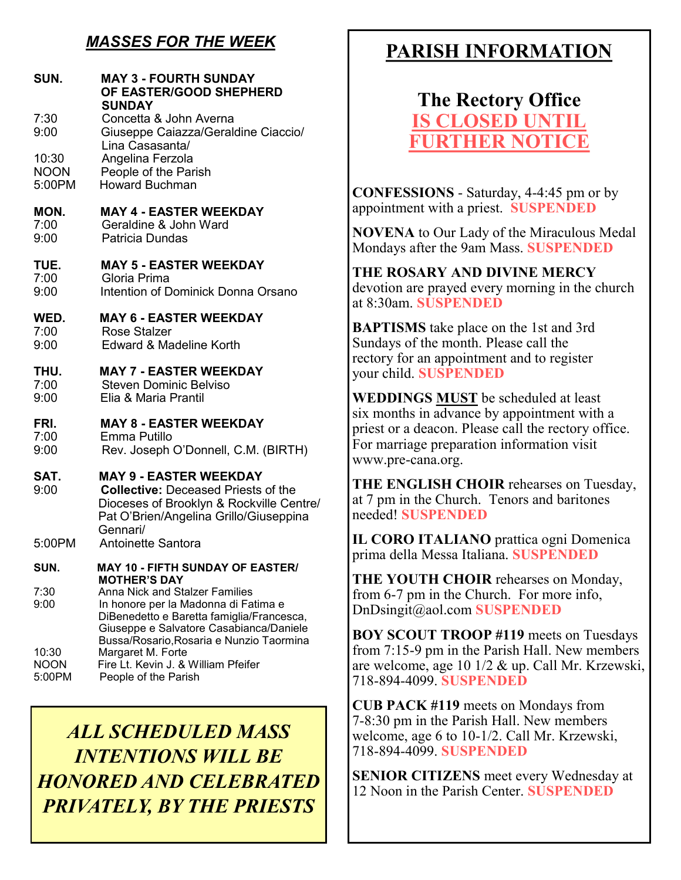## *MASSES FOR THE WEEK*

**SUN. MAY 3 - FOURTH SUNDAY OF EASTER/GOOD SHEPHERD SUNDAY**

| | |
|---|---|
| 7:30 | Concetta & John Averna |
| 9:00 | Giuseppe Caiazza/Geraldine Ciaccio/ Lina Casasanta/ |
| 10:30 | Angelina Ferzola |
| NOON | People of the Parish |
| 5:00PM | Howard Buchman |

**MON. MAY 4 - EASTER WEEKDAY**

| | |
|---|---|
| 7:00 | Geraldine & John Ward |
| 9:00 | Patricia Dundas |

**TUE. MAY 5 - EASTER WEEKDAY**

| | |
|---|---|
| 7:00 | Gloria Prima |
| 9:00 | Intention of Dominick Donna Orsano |

**WED. MAY 6 - EASTER WEEKDAY**

| | |
|---|---|
| 7:00 | Rose Stalzer |
| 9:00 | Edward & Madeline Korth |

**THU. MAY 7 - EASTER WEEKDAY**

| | |
|---|---|
| 7:00 | Steven Dominic Belviso |
| 9:00 | Elia & Maria Prantil |

**FRI. MAY 8 - EASTER WEEKDAY**

| | |
|---|---|
| 7:00 | Emma Putillo |
| 9:00 | Rev. Joseph O'Donnell, C.M. (BIRTH) |

**SAT. MAY 9 - EASTER WEEKDAY**

| | |
|---|---|
| 9:00 | **Collective:** Deceased Priests of the Dioceses of Brooklyn & Rockville Centre/ Pat O'Brien/Angelina Grillo/Giuseppina Gennari/ |
| 5:00PM | Antoinette Santora |

**SUN. MAY 10 - FIFTH SUNDAY OF EASTER/ MOTHER'S DAY**

| | |
|---|---|
| 7:30 | Anna Nick and Stalzer Families |
| 9:00 | In honore per la Madonna di Fatima e DiBenedetto e Baretta famiglia/Francesca, Giuseppe e Salvatore Casabianca/Daniele Bussa/Rosario,Rosaria e Nunzio Taormina |
| 10:30 | Margaret M. Forte |
| NOON | Fire Lt. Kevin J. & William Pfeifer |
| 5:00PM | People of the Parish |

***ALL SCHEDULED MASS INTENTIONS WILL BE HONORED AND CELEBRATED PRIVATELY, BY THE PRIESTS***

# PARISH INFORMATION

## The Rectory Office IS CLOSED UNTIL FURTHER NOTICE

**CONFESSIONS** - Saturday, 4-4:45 pm or by appointment with a priest. **SUSPENDED**

**NOVENA** to Our Lady of the Miraculous Medal Mondays after the 9am Mass. **SUSPENDED**

**THE ROSARY AND DIVINE MERCY** devotion are prayed every morning in the church at 8:30am. **SUSPENDED**

**BAPTISMS** take place on the 1st and 3rd Sundays of the month. Please call the rectory for an appointment and to register your child. **SUSPENDED**

**WEDDINGS MUST** be scheduled at least six months in advance by appointment with a priest or a deacon. Please call the rectory office. For marriage preparation information visit www.pre-cana.org.

**THE ENGLISH CHOIR** rehearses on Tuesday, at 7 pm in the Church. Tenors and baritones needed! **SUSPENDED**

**IL CORO ITALIANO** prattica ogni Domenica prima della Messa Italiana. **SUSPENDED**

**THE YOUTH CHOIR** rehearses on Monday, from 6-7 pm in the Church. For more info, DnDsingit@aol.com **SUSPENDED**

**BOY SCOUT TROOP #119** meets on Tuesdays from 7:15-9 pm in the Parish Hall. New members are welcome, age 10 1/2 & up. Call Mr. Krzewski, 718-894-4099. **SUSPENDED**

**CUB PACK #119** meets on Mondays from 7-8:30 pm in the Parish Hall. New members welcome, age 6 to 10-1/2. Call Mr. Krzewski, 718-894-4099. **SUSPENDED**

**SENIOR CITIZENS** meet every Wednesday at 12 Noon in the Parish Center. **SUSPENDED**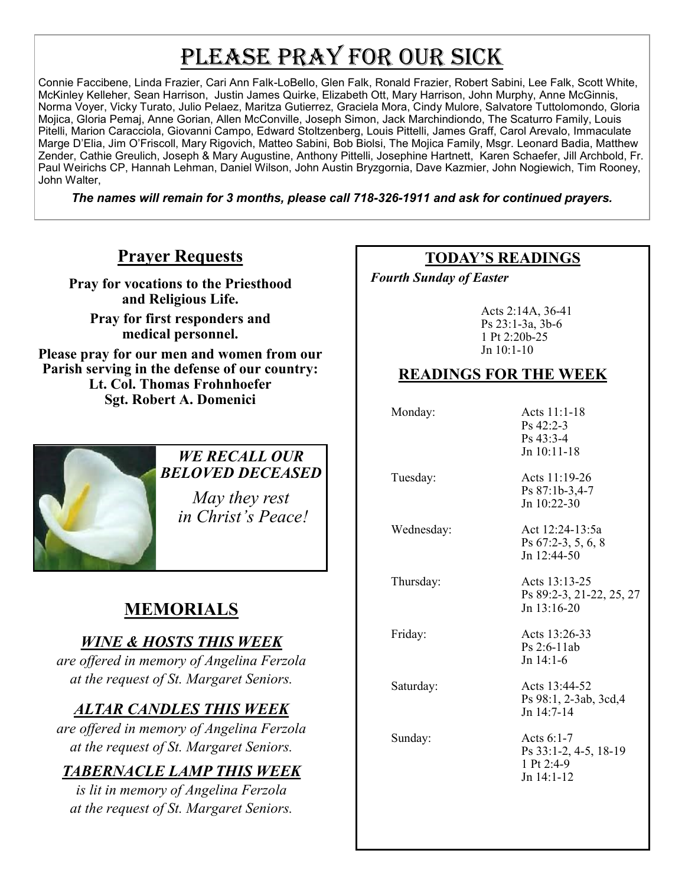# Please Pray for Our Sick

Connie Faccibene, Linda Frazier, Cari Ann Falk-LoBello, Glen Falk, Ronald Frazier, Robert Sabini, Lee Falk, Scott White, McKinley Kelleher, Sean Harrison, Justin James Quirke, Elizabeth Ott, Mary Harrison, John Murphy, Anne McGinnis, Norma Voyer, Vicky Turato, Julio Pelaez, Maritza Gutierrez, Graciela Mora, Cindy Mulore, Salvatore Tuttolomondo, Gloria Mojica, Gloria Pemaj, Anne Gorian, Allen McConville, Joseph Simon, Jack Marchindiondo, The Scaturro Family, Louis Pitelli, Marion Caracciola, Giovanni Campo, Edward Stoltzenberg, Louis Pittelli, James Graff, Carol Arevalo, Immaculate Marge D'Elia, Jim O'Friscoll, Mary Rigovich, Matteo Sabini, Bob Biolsi, The Mojica Family, Msgr. Leonard Badia, Matthew Zender, Cathie Greulich, Joseph & Mary Augustine, Anthony Pittelli, Josephine Hartnett, Karen Schaefer, Jill Archbold, Fr. Paul Weirichs CP, Hannah Lehman, Daniel Wilson, John Austin Bryzgornia, Dave Kazmier, John Nogiewich, Tim Rooney, John Walter,

***The names will remain for 3 months, please call 718-326-1911 and ask for continued prayers.***

## Prayer Requests

**Pray for vocations to the Priesthood and Religious Life.**

**Pray for first responders and medical personnel.**

**Please pray for our men and women from our Parish serving in the defense of our country:**
**Lt. Col. Thomas Frohnhoefer**
**Sgt. Robert A. Domenici**

***WE RECALL OUR BELOVED DECEASED***

*May they rest in Christ's Peace!*

## MEMORIALS

### *WINE & HOSTS THIS WEEK*

*are offered in memory of Angelina Ferzola at the request of St. Margaret Seniors.*

### *ALTAR CANDLES THIS WEEK*

*are offered in memory of Angelina Ferzola at the request of St. Margaret Seniors.*

### *TABERNACLE LAMP THIS WEEK*

*is lit in memory of Angelina Ferzola at the request of St. Margaret Seniors.*

## TODAY'S READINGS

*Fourth Sunday of Easter*

Acts 2:14A, 36-41
Ps 23:1-3a, 3b-6
1 Pt 2:20b-25
Jn 10:1-10

## READINGS FOR THE WEEK

| | |
|---|---|
| Monday: | Acts 11:1-18<br>Ps 42:2-3<br>Ps 43:3-4<br>Jn 10:11-18 |
| Tuesday: | Acts 11:19-26<br>Ps 87:1b-3,4-7<br>Jn 10:22-30 |
| Wednesday: | Act 12:24-13:5a<br>Ps 67:2-3, 5, 6, 8<br>Jn 12:44-50 |
| Thursday: | Acts 13:13-25<br>Ps 89:2-3, 21-22, 25, 27<br>Jn 13:16-20 |
| Friday: | Acts 13:26-33<br>Ps 2:6-11ab<br>Jn 14:1-6 |
| Saturday: | Acts 13:44-52<br>Ps 98:1, 2-3ab, 3cd,4<br>Jn 14:7-14 |
| Sunday: | Acts 6:1-7<br>Ps 33:1-2, 4-5, 18-19<br>1 Pt 2:4-9<br>Jn 14:1-12 |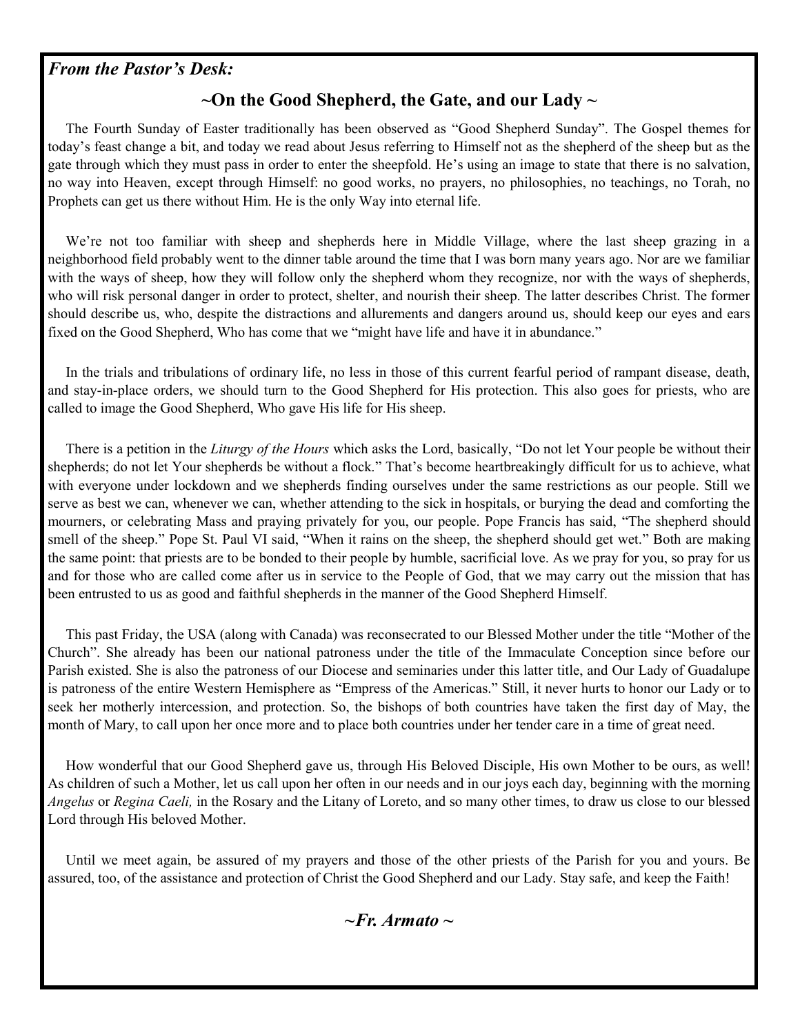***From the Pastor's Desk:***

## ~On the Good Shepherd, the Gate, and our Lady ~

The Fourth Sunday of Easter traditionally has been observed as "Good Shepherd Sunday". The Gospel themes for today's feast change a bit, and today we read about Jesus referring to Himself not as the shepherd of the sheep but as the gate through which they must pass in order to enter the sheepfold. He's using an image to state that there is no salvation, no way into Heaven, except through Himself: no good works, no prayers, no philosophies, no teachings, no Torah, no Prophets can get us there without Him. He is the only Way into eternal life.

We're not too familiar with sheep and shepherds here in Middle Village, where the last sheep grazing in a neighborhood field probably went to the dinner table around the time that I was born many years ago. Nor are we familiar with the ways of sheep, how they will follow only the shepherd whom they recognize, nor with the ways of shepherds, who will risk personal danger in order to protect, shelter, and nourish their sheep. The latter describes Christ. The former should describe us, who, despite the distractions and allurements and dangers around us, should keep our eyes and ears fixed on the Good Shepherd, Who has come that we "might have life and have it in abundance."

In the trials and tribulations of ordinary life, no less in those of this current fearful period of rampant disease, death, and stay-in-place orders, we should turn to the Good Shepherd for His protection. This also goes for priests, who are called to image the Good Shepherd, Who gave His life for His sheep.

There is a petition in the *Liturgy of the Hours* which asks the Lord, basically, "Do not let Your people be without their shepherds; do not let Your shepherds be without a flock." That's become heartbreakingly difficult for us to achieve, what with everyone under lockdown and we shepherds finding ourselves under the same restrictions as our people. Still we serve as best we can, whenever we can, whether attending to the sick in hospitals, or burying the dead and comforting the mourners, or celebrating Mass and praying privately for you, our people. Pope Francis has said, "The shepherd should smell of the sheep." Pope St. Paul VI said, "When it rains on the sheep, the shepherd should get wet." Both are making the same point: that priests are to be bonded to their people by humble, sacrificial love. As we pray for you, so pray for us and for those who are called come after us in service to the People of God, that we may carry out the mission that has been entrusted to us as good and faithful shepherds in the manner of the Good Shepherd Himself.

This past Friday, the USA (along with Canada) was reconsecrated to our Blessed Mother under the title "Mother of the Church". She already has been our national patroness under the title of the Immaculate Conception since before our Parish existed. She is also the patroness of our Diocese and seminaries under this latter title, and Our Lady of Guadalupe is patroness of the entire Western Hemisphere as "Empress of the Americas." Still, it never hurts to honor our Lady or to seek her motherly intercession, and protection. So, the bishops of both countries have taken the first day of May, the month of Mary, to call upon her once more and to place both countries under her tender care in a time of great need.

How wonderful that our Good Shepherd gave us, through His Beloved Disciple, His own Mother to be ours, as well! As children of such a Mother, let us call upon her often in our needs and in our joys each day, beginning with the morning *Angelus* or *Regina Caeli,* in the Rosary and the Litany of Loreto, and so many other times, to draw us close to our blessed Lord through His beloved Mother.

Until we meet again, be assured of my prayers and those of the other priests of the Parish for you and yours. Be assured, too, of the assistance and protection of Christ the Good Shepherd and our Lady. Stay safe, and keep the Faith!

***~Fr. Armato ~***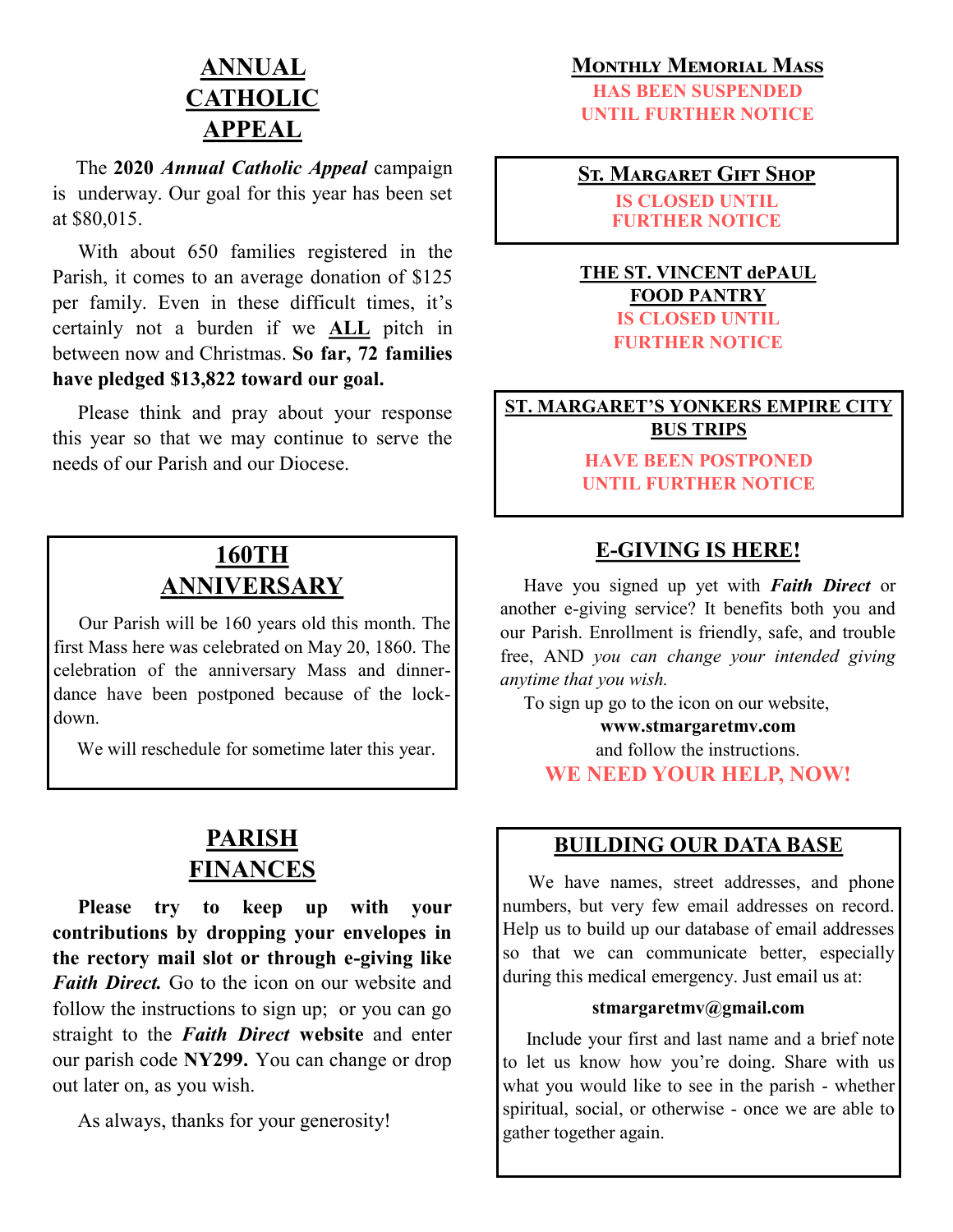## ANNUAL CATHOLIC APPEAL

The **2020** ***Annual Catholic Appeal*** campaign is underway. Our goal for this year has been set at $80,015.

With about 650 families registered in the Parish, it comes to an average donation of $125 per family. Even in these difficult times, it's certainly not a burden if we **ALL** pitch in between now and Christmas. **So far, 72 families have pledged $13,822 toward our goal.**

Please think and pray about your response this year so that we may continue to serve the needs of our Parish and our Diocese.

## 160TH ANNIVERSARY

Our Parish will be 160 years old this month. The first Mass here was celebrated on May 20, 1860. The celebration of the anniversary Mass and dinner-dance have been postponed because of the lock-down.

We will reschedule for sometime later this year.

## PARISH FINANCES

**Please try to keep up with your contributions by dropping your envelopes in the rectory mail slot or through e-giving like** ***Faith Direct.*** Go to the icon on our website and follow the instructions to sign up; or you can go straight to the ***Faith Direct*** **website** and enter our parish code **NY299.** You can change or drop out later on, as you wish.

As always, thanks for your generosity!

## MONTHLY MEMORIAL MASS

**HAS BEEN SUSPENDED UNTIL FURTHER NOTICE**

## ST. MARGARET GIFT SHOP

**IS CLOSED UNTIL FURTHER NOTICE**

## THE ST. VINCENT dePAUL FOOD PANTRY

**IS CLOSED UNTIL FURTHER NOTICE**

## ST. MARGARET'S YONKERS EMPIRE CITY BUS TRIPS

**HAVE BEEN POSTPONED UNTIL FURTHER NOTICE**

## E-GIVING IS HERE!

Have you signed up yet with ***Faith Direct*** or another e-giving service? It benefits both you and our Parish. Enrollment is friendly, safe, and trouble free, AND *you can change your intended giving anytime that you wish.*

To sign up go to the icon on our website,

**www.stmargaretmv.com**

and follow the instructions.

**WE NEED YOUR HELP, NOW!**

## BUILDING OUR DATA BASE

We have names, street addresses, and phone numbers, but very few email addresses on record. Help us to build up our database of email addresses so that we can communicate better, especially during this medical emergency. Just email us at:

**stmargaretmv@gmail.com**

Include your first and last name and a brief note to let us know how you're doing. Share with us what you would like to see in the parish - whether spiritual, social, or otherwise - once we are able to gather together again.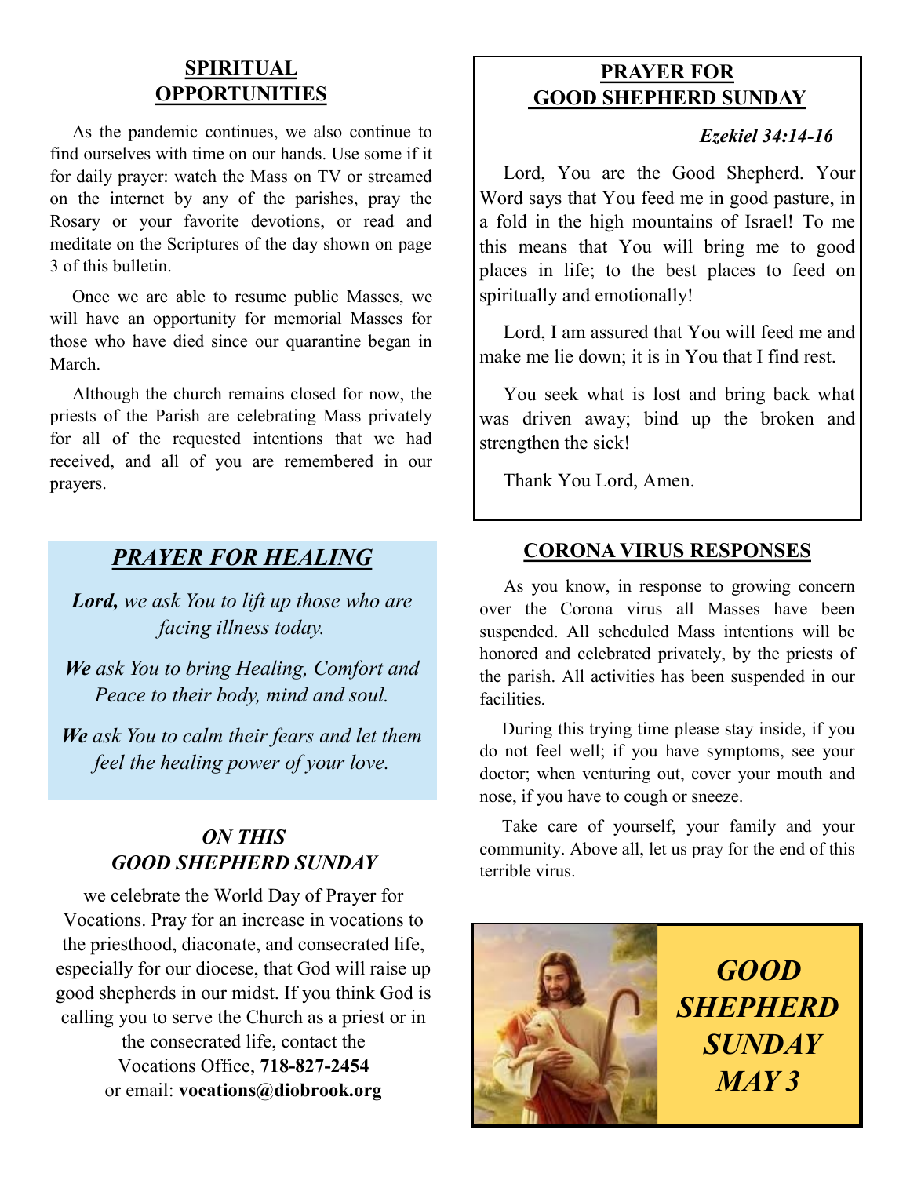## SPIRITUAL OPPORTUNITIES

As the pandemic continues, we also continue to find ourselves with time on our hands. Use some if it for daily prayer: watch the Mass on TV or streamed on the internet by any of the parishes, pray the Rosary or your favorite devotions, or read and meditate on the Scriptures of the day shown on page 3 of this bulletin.

Once we are able to resume public Masses, we will have an opportunity for memorial Masses for those who have died since our quarantine began in March.

Although the church remains closed for now, the priests of the Parish are celebrating Mass privately for all of the requested intentions that we had received, and all of you are remembered in our prayers.

## *PRAYER FOR HEALING*

***Lord,*** *we ask You to lift up those who are facing illness today.*

***We*** *ask You to bring Healing, Comfort and Peace to their body, mind and soul.*

***We*** *ask You to calm their fears and let them feel the healing power of your love.*

## *ON THIS GOOD SHEPHERD SUNDAY*

we celebrate the World Day of Prayer for Vocations. Pray for an increase in vocations to the priesthood, diaconate, and consecrated life, especially for our diocese, that God will raise up good shepherds in our midst. If you think God is calling you to serve the Church as a priest or in the consecrated life, contact the Vocations Office, **718-827-2454** or email: **vocations@diobrook.org**

## PRAYER FOR GOOD SHEPHERD SUNDAY

***Ezekiel 34:14-16***

Lord, You are the Good Shepherd. Your Word says that You feed me in good pasture, in a fold in the high mountains of Israel! To me this means that You will bring me to good places in life; to the best places to feed on spiritually and emotionally!

Lord, I am assured that You will feed me and make me lie down; it is in You that I find rest.

You seek what is lost and bring back what was driven away; bind up the broken and strengthen the sick!

Thank You Lord, Amen.

## CORONA VIRUS RESPONSES

As you know, in response to growing concern over the Corona virus all Masses have been suspended. All scheduled Mass intentions will be honored and celebrated privately, by the priests of the parish. All activities has been suspended in our facilities.

During this trying time please stay inside, if you do not feel well; if you have symptoms, see your doctor; when venturing out, cover your mouth and nose, if you have to cough or sneeze.

Take care of yourself, your family and your community. Above all, let us pray for the end of this terrible virus.

***GOOD SHEPHERD SUNDAY MAY 3***